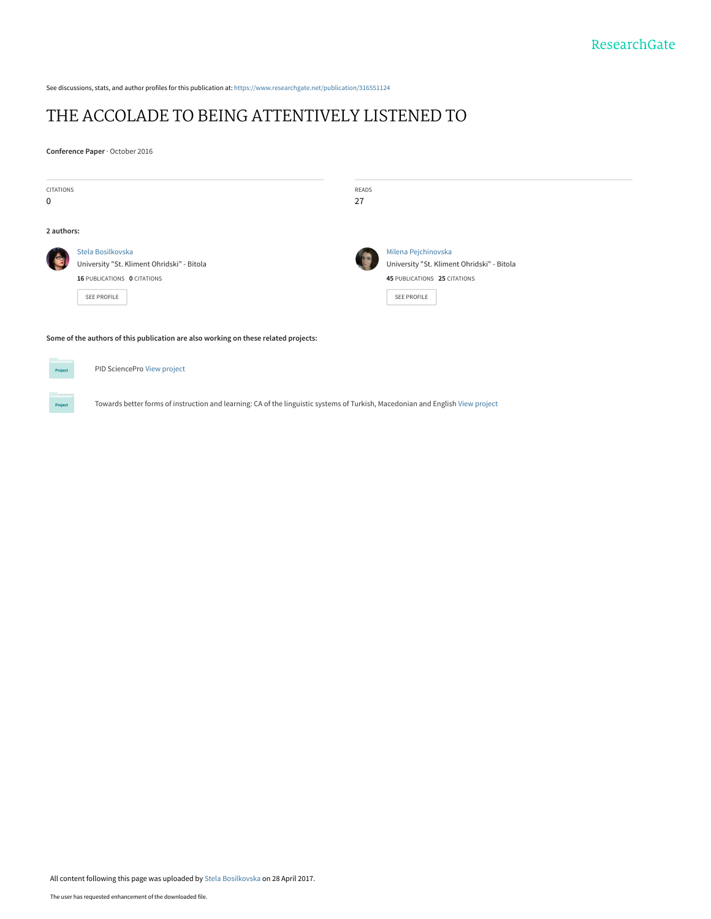ResearchGate

See discussions, stats, and author profiles for this publication at: https://www.researchgate.net/publication/316551124

# THE ACCOLADE TO BEING ATTENTIVELY LISTENED TO

**Conference Paper** · October 2016

| CITATIONS | READS |
| --- | --- |
| 0 | 27 |

**2 authors:**

**Stela Bosilkovska**
University "St. Kliment Ohridski" - Bitola
**16** PUBLICATIONS **0** CITATIONS
SEE PROFILE

**Milena Pejchinovska**
University "St. Kliment Ohridski" - Bitola
**45** PUBLICATIONS **25** CITATIONS
SEE PROFILE

**Some of the authors of this publication are also working on these related projects:**

- PID SciencePro View project
- Towards better forms of instruction and learning: CA of the linguistic systems of Turkish, Macedonian and English View project

All content following this page was uploaded by Stela Bosilkovska on 28 April 2017.

The user has requested enhancement of the downloaded file.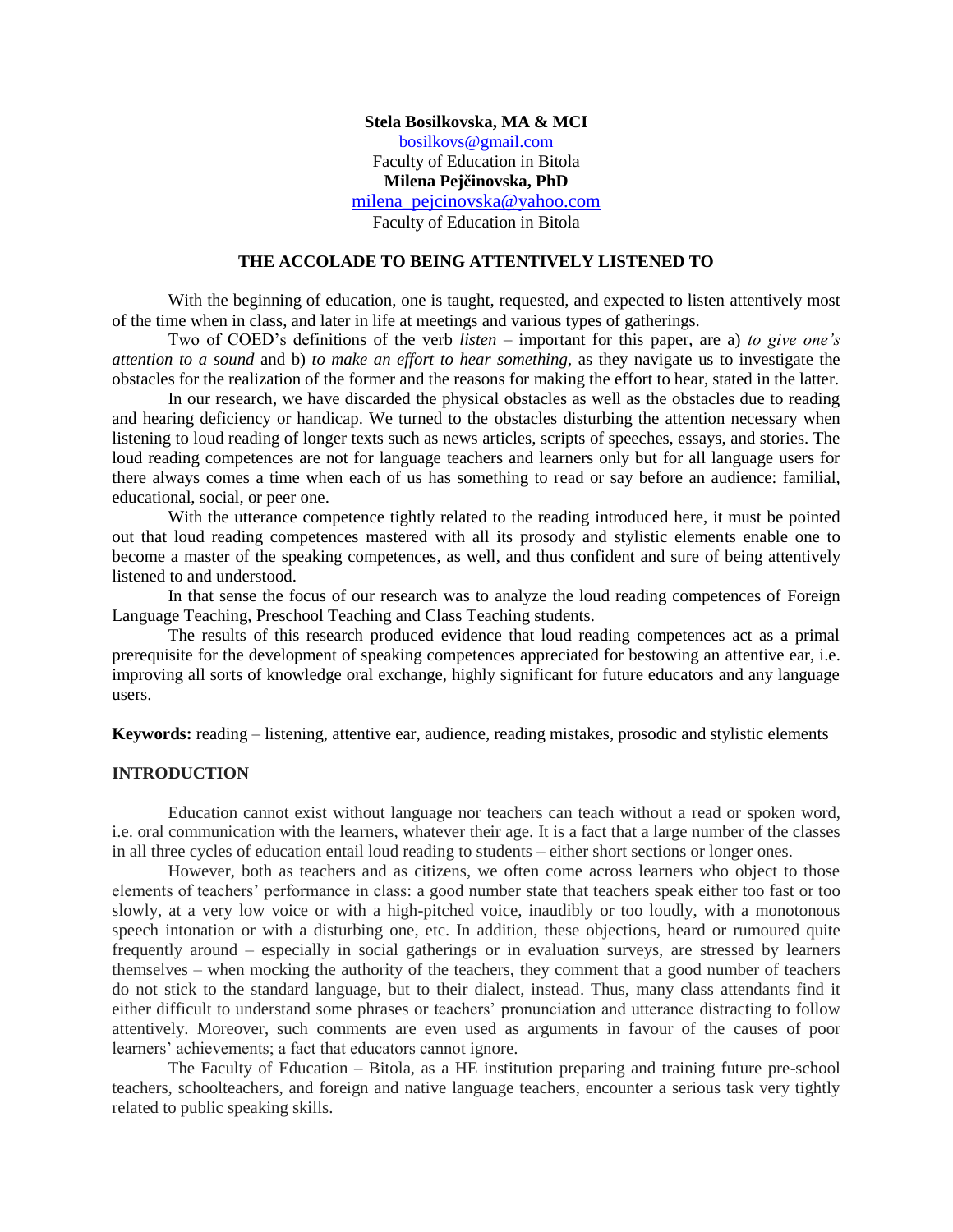**Stela Bosilkovska, MA & MCI**
bosilkovs@gmail.com
Faculty of Education in Bitola
**Milena Pejčinovska, PhD**
milena_pejcinovska@yahoo.com
Faculty of Education in Bitola

## THE ACCOLADE TO BEING ATTENTIVELY LISTENED TO

With the beginning of education, one is taught, requested, and expected to listen attentively most of the time when in class, and later in life at meetings and various types of gatherings.

Two of COED's definitions of the verb *listen* – important for this paper, are a) *to give one's attention to a sound* and b) *to make an effort to hear something,* as they navigate us to investigate the obstacles for the realization of the former and the reasons for making the effort to hear, stated in the latter.

In our research, we have discarded the physical obstacles as well as the obstacles due to reading and hearing deficiency or handicap. We turned to the obstacles disturbing the attention necessary when listening to loud reading of longer texts such as news articles, scripts of speeches, essays, and stories. The loud reading competences are not for language teachers and learners only but for all language users for there always comes a time when each of us has something to read or say before an audience: familial, educational, social, or peer one.

With the utterance competence tightly related to the reading introduced here, it must be pointed out that loud reading competences mastered with all its prosody and stylistic elements enable one to become a master of the speaking competences, as well, and thus confident and sure of being attentively listened to and understood.

In that sense the focus of our research was to analyze the loud reading competences of Foreign Language Teaching, Preschool Teaching and Class Teaching students.

The results of this research produced evidence that loud reading competences act as a primal prerequisite for the development of speaking competences appreciated for bestowing an attentive ear, i.e. improving all sorts of knowledge oral exchange, highly significant for future educators and any language users.

**Keywords:** reading – listening, attentive ear, audience, reading mistakes, prosodic and stylistic elements

## INTRODUCTION

Education cannot exist without language nor teachers can teach without a read or spoken word, i.e. oral communication with the learners, whatever their age. It is a fact that a large number of the classes in all three cycles of education entail loud reading to students – either short sections or longer ones.

However, both as teachers and as citizens, we often come across learners who object to those elements of teachers' performance in class: a good number state that teachers speak either too fast or too slowly, at a very low voice or with a high-pitched voice, inaudibly or too loudly, with a monotonous speech intonation or with a disturbing one, etc. In addition, these objections, heard or rumoured quite frequently around – especially in social gatherings or in evaluation surveys, are stressed by learners themselves – when mocking the authority of the teachers, they comment that a good number of teachers do not stick to the standard language, but to their dialect, instead. Thus, many class attendants find it either difficult to understand some phrases or teachers' pronunciation and utterance distracting to follow attentively. Moreover, such comments are even used as arguments in favour of the causes of poor learners' achievements; a fact that educators cannot ignore.

The Faculty of Education – Bitola, as a HE institution preparing and training future pre-school teachers, schoolteachers, and foreign and native language teachers, encounter a serious task very tightly related to public speaking skills.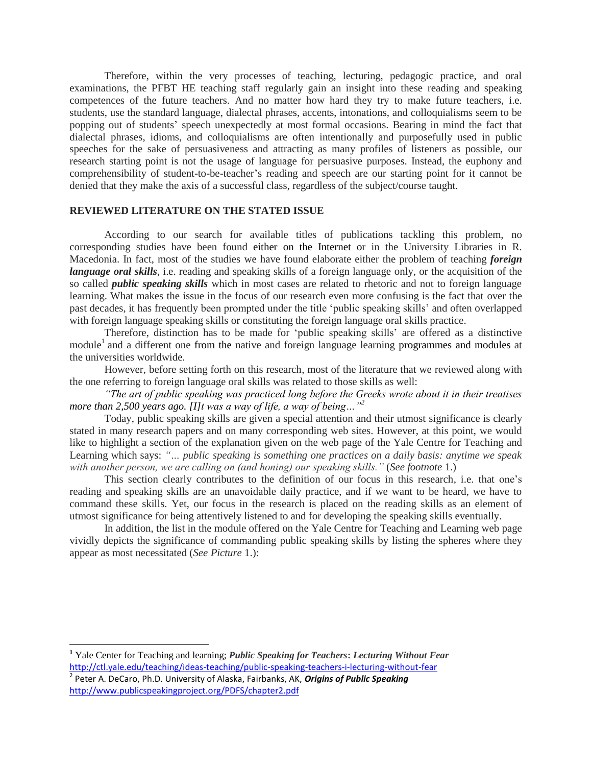Therefore, within the very processes of teaching, lecturing, pedagogic practice, and oral examinations, the PFBT HE teaching staff regularly gain an insight into these reading and speaking competences of the future teachers. And no matter how hard they try to make future teachers, i.e. students, use the standard language, dialectal phrases, accents, intonations, and colloquialisms seem to be popping out of students' speech unexpectedly at most formal occasions. Bearing in mind the fact that dialectal phrases, idioms, and colloquialisms are often intentionally and purposefully used in public speeches for the sake of persuasiveness and attracting as many profiles of listeners as possible, our research starting point is not the usage of language for persuasive purposes. Instead, the euphony and comprehensibility of student-to-be-teacher's reading and speech are our starting point for it cannot be denied that they make the axis of a successful class, regardless of the subject/course taught.

## REVIEWED LITERATURE ON THE STATED ISSUE

According to our search for available titles of publications tackling this problem, no corresponding studies have been found either on the Internet or in the University Libraries in R. Macedonia. In fact, most of the studies we have found elaborate either the problem of teaching ***foreign language oral skills***, i.e. reading and speaking skills of a foreign language only, or the acquisition of the so called ***public speaking skills*** which in most cases are related to rhetoric and not to foreign language learning. What makes the issue in the focus of our research even more confusing is the fact that over the past decades, it has frequently been prompted under the title 'public speaking skills' and often overlapped with foreign language speaking skills or constituting the foreign language oral skills practice.

Therefore, distinction has to be made for 'public speaking skills' are offered as a distinctive module[1] and a different one from the native and foreign language learning programmes and modules at the universities worldwide.

However, before setting forth on this research, most of the literature that we reviewed along with the one referring to foreign language oral skills was related to those skills as well:

*"The art of public speaking was practiced long before the Greeks wrote about it in their treatises more than 2,500 years ago. [I]t was a way of life, a way of being…"*[2]

Today, public speaking skills are given a special attention and their utmost significance is clearly stated in many research papers and on many corresponding web sites. However, at this point, we would like to highlight a section of the explanation given on the web page of the Yale Centre for Teaching and Learning which says: *"… public speaking is something one practices on a daily basis: anytime we speak with another person, we are calling on (and honing) our speaking skills."* (*See footnote* 1.)

This section clearly contributes to the definition of our focus in this research, i.e. that one's reading and speaking skills are an unavoidable daily practice, and if we want to be heard, we have to command these skills. Yet, our focus in the research is placed on the reading skills as an element of utmost significance for being attentively listened to and for developing the speaking skills eventually.

In addition, the list in the module offered on the Yale Centre for Teaching and Learning web page vividly depicts the significance of commanding public speaking skills by listing the spheres where they appear as most necessitated (*See Picture* 1.):

---

[1] Yale Center for Teaching and learning; ***Public Speaking for Teachers: Lecturing Without Fear***
http://ctl.yale.edu/teaching/ideas-teaching/public-speaking-teachers-i-lecturing-without-fear

[2] Peter A. DeCaro, Ph.D. University of Alaska, Fairbanks, AK, ***Origins of Public Speaking***
http://www.publicspeakingproject.org/PDFS/chapter2.pdf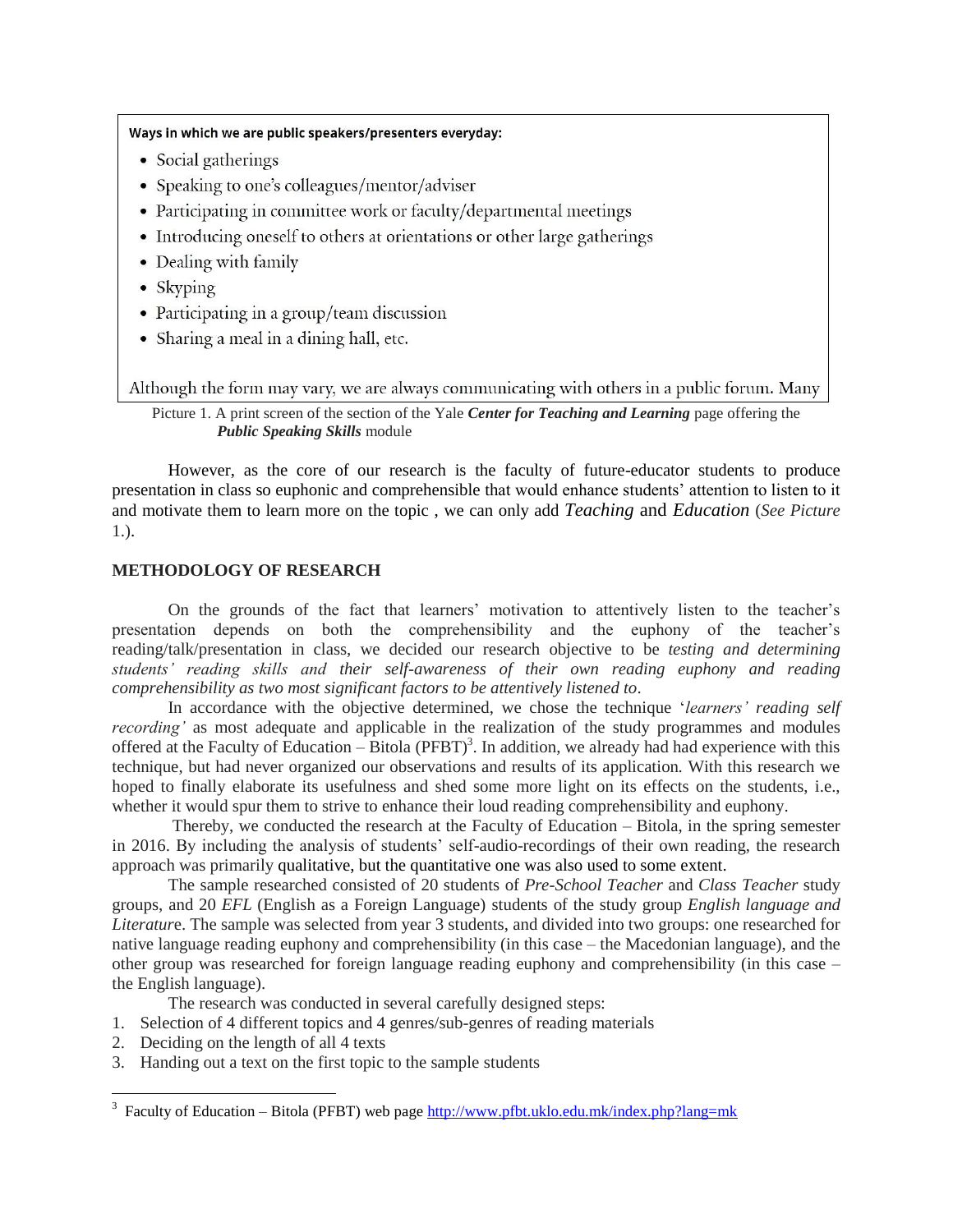**Ways in which we are public speakers/presenters everyday:**

- Social gatherings
- Speaking to one's colleagues/mentor/adviser
- Participating in committee work or faculty/departmental meetings
- Introducing oneself to others at orientations or other large gatherings
- Dealing with family
- Skyping
- Participating in a group/team discussion
- Sharing a meal in a dining hall, etc.

Although the form may vary, we are always communicating with others in a public forum. Many

Picture 1. A print screen of the section of the Yale ***Center for Teaching and Learning*** page offering the ***Public Speaking Skills*** module

However, as the core of our research is the faculty of future-educator students to produce presentation in class so euphonic and comprehensible that would enhance students' attention to listen to it and motivate them to learn more on the topic , we can only add *Teaching* and *Education* (*See Picture* 1.).

## METHODOLOGY OF RESEARCH

On the grounds of the fact that learners' motivation to attentively listen to the teacher's presentation depends on both the comprehensibility and the euphony of the teacher's reading/talk/presentation in class, we decided our research objective to be *testing and determining students' reading skills and their self-awareness of their own reading euphony and reading comprehensibility as two most significant factors to be attentively listened to*.

In accordance with the objective determined, we chose the technique '*learners' reading self recording'* as most adequate and applicable in the realization of the study programmes and modules offered at the Faculty of Education – Bitola (PFBT)[3]. In addition, we already had had experience with this technique, but had never organized our observations and results of its application. With this research we hoped to finally elaborate its usefulness and shed some more light on its effects on the students, i.e., whether it would spur them to strive to enhance their loud reading comprehensibility and euphony.

Thereby, we conducted the research at the Faculty of Education – Bitola, in the spring semester in 2016. By including the analysis of students' self-audio-recordings of their own reading, the research approach was primarily qualitative, but the quantitative one was also used to some extent.

The sample researched consisted of 20 students of *Pre-School Teacher* and *Class Teacher* study groups, and 20 *EFL* (English as a Foreign Language) students of the study group *English language and Literature*. The sample was selected from year 3 students, and divided into two groups: one researched for native language reading euphony and comprehensibility (in this case – the Macedonian language), and the other group was researched for foreign language reading euphony and comprehensibility (in this case – the English language).

The research was conducted in several carefully designed steps:

1. Selection of 4 different topics and 4 genres/sub-genres of reading materials
2. Deciding on the length of all 4 texts
3. Handing out a text on the first topic to the sample students

[3] Faculty of Education – Bitola (PFBT) web page http://www.pfbt.uklo.edu.mk/index.php?lang=mk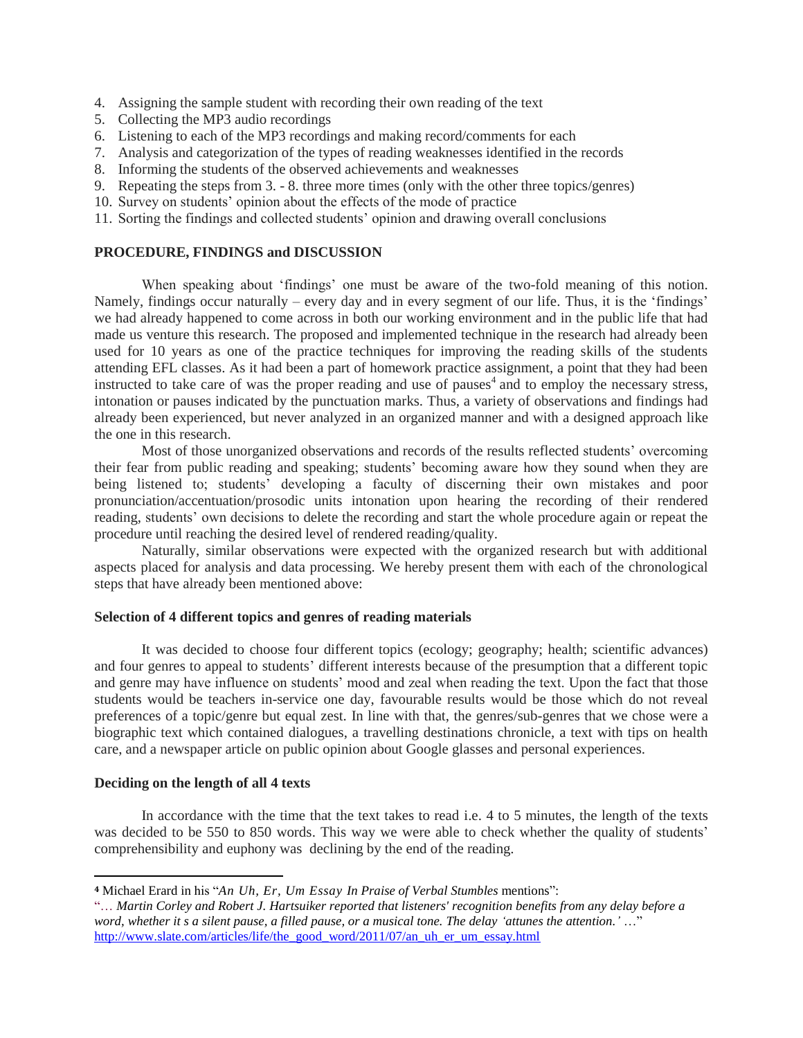4. Assigning the sample student with recording their own reading of the text
5. Collecting the MP3 audio recordings
6. Listening to each of the MP3 recordings and making record/comments for each
7. Analysis and categorization of the types of reading weaknesses identified in the records
8. Informing the students of the observed achievements and weaknesses
9. Repeating the steps from 3. - 8. three more times (only with the other three topics/genres)
10. Survey on students' opinion about the effects of the mode of practice
11. Sorting the findings and collected students' opinion and drawing overall conclusions

## PROCEDURE, FINDINGS and DISCUSSION

When speaking about 'findings' one must be aware of the two-fold meaning of this notion. Namely, findings occur naturally – every day and in every segment of our life. Thus, it is the 'findings' we had already happened to come across in both our working environment and in the public life that had made us venture this research. The proposed and implemented technique in the research had already been used for 10 years as one of the practice techniques for improving the reading skills of the students attending EFL classes. As it had been a part of homework practice assignment, a point that they had been instructed to take care of was the proper reading and use of pauses[4] and to employ the necessary stress, intonation or pauses indicated by the punctuation marks. Thus, a variety of observations and findings had already been experienced, but never analyzed in an organized manner and with a designed approach like the one in this research.

Most of those unorganized observations and records of the results reflected students' overcoming their fear from public reading and speaking; students' becoming aware how they sound when they are being listened to; students' developing a faculty of discerning their own mistakes and poor pronunciation/accentuation/prosodic units intonation upon hearing the recording of their rendered reading, students' own decisions to delete the recording and start the whole procedure again or repeat the procedure until reaching the desired level of rendered reading/quality.

Naturally, similar observations were expected with the organized research but with additional aspects placed for analysis and data processing. We hereby present them with each of the chronological steps that have already been mentioned above:

### Selection of 4 different topics and genres of reading materials

It was decided to choose four different topics (ecology; geography; health; scientific advances) and four genres to appeal to students' different interests because of the presumption that a different topic and genre may have influence on students' mood and zeal when reading the text. Upon the fact that those students would be teachers in-service one day, favourable results would be those which do not reveal preferences of a topic/genre but equal zest. In line with that, the genres/sub-genres that we chose were a biographic text which contained dialogues, a travelling destinations chronicle, a text with tips on health care, and a newspaper article on public opinion about Google glasses and personal experiences.

### Deciding on the length of all 4 texts

In accordance with the time that the text takes to read i.e. 4 to 5 minutes, the length of the texts was decided to be 550 to 850 words. This way we were able to check whether the quality of students' comprehensibility and euphony was declining by the end of the reading.

---

[4] Michael Erard in his "*An Uh, Er, Um Essay In Praise of Verbal Stumbles* mentions":
"… *Martin Corley and Robert J. Hartsuiker reported that listeners' recognition benefits from any delay before a word, whether it s a silent pause, a filled pause, or a musical tone. The delay 'attunes the attention.'* …"
http://www.slate.com/articles/life/the_good_word/2011/07/an_uh_er_um_essay.html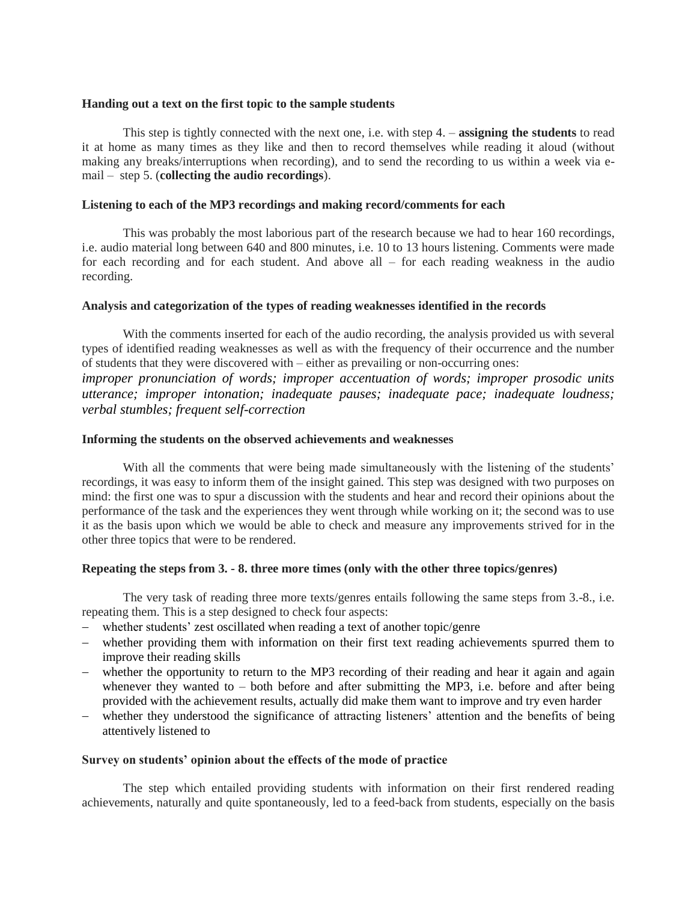**Handing out a text on the first topic to the sample students**

This step is tightly connected with the next one, i.e. with step 4. – **assigning the students** to read it at home as many times as they like and then to record themselves while reading it aloud (without making any breaks/interruptions when recording), and to send the recording to us within a week via e-mail – step 5. (**collecting the audio recordings**).

**Listening to each of the MP3 recordings and making record/comments for each**

This was probably the most laborious part of the research because we had to hear 160 recordings, i.e. audio material long between 640 and 800 minutes, i.e. 10 to 13 hours listening. Comments were made for each recording and for each student. And above all – for each reading weakness in the audio recording.

**Analysis and categorization of the types of reading weaknesses identified in the records**

With the comments inserted for each of the audio recording, the analysis provided us with several types of identified reading weaknesses as well as with the frequency of their occurrence and the number of students that they were discovered with – either as prevailing or non-occurring ones:

***improper pronunciation of words; improper accentuation of words; improper prosodic units utterance; improper intonation; inadequate pauses; inadequate pace; inadequate loudness; verbal stumbles; frequent self-correction***

**Informing the students on the observed achievements and weaknesses**

With all the comments that were being made simultaneously with the listening of the students' recordings, it was easy to inform them of the insight gained. This step was designed with two purposes on mind: the first one was to spur a discussion with the students and hear and record their opinions about the performance of the task and the experiences they went through while working on it; the second was to use it as the basis upon which we would be able to check and measure any improvements strived for in the other three topics that were to be rendered.

**Repeating the steps from 3. - 8. three more times (only with the other three topics/genres)**

The very task of reading three more texts/genres entails following the same steps from 3.-8., i.e. repeating them. This is a step designed to check four aspects:

- whether students' zest oscillated when reading a text of another topic/genre
- whether providing them with information on their first text reading achievements spurred them to improve their reading skills
- whether the opportunity to return to the MP3 recording of their reading and hear it again and again whenever they wanted to – both before and after submitting the MP3, i.e. before and after being provided with the achievement results, actually did make them want to improve and try even harder
- whether they understood the significance of attracting listeners' attention and the benefits of being attentively listened to

**Survey on students' opinion about the effects of the mode of practice**

The step which entailed providing students with information on their first rendered reading achievements, naturally and quite spontaneously, led to a feed-back from students, especially on the basis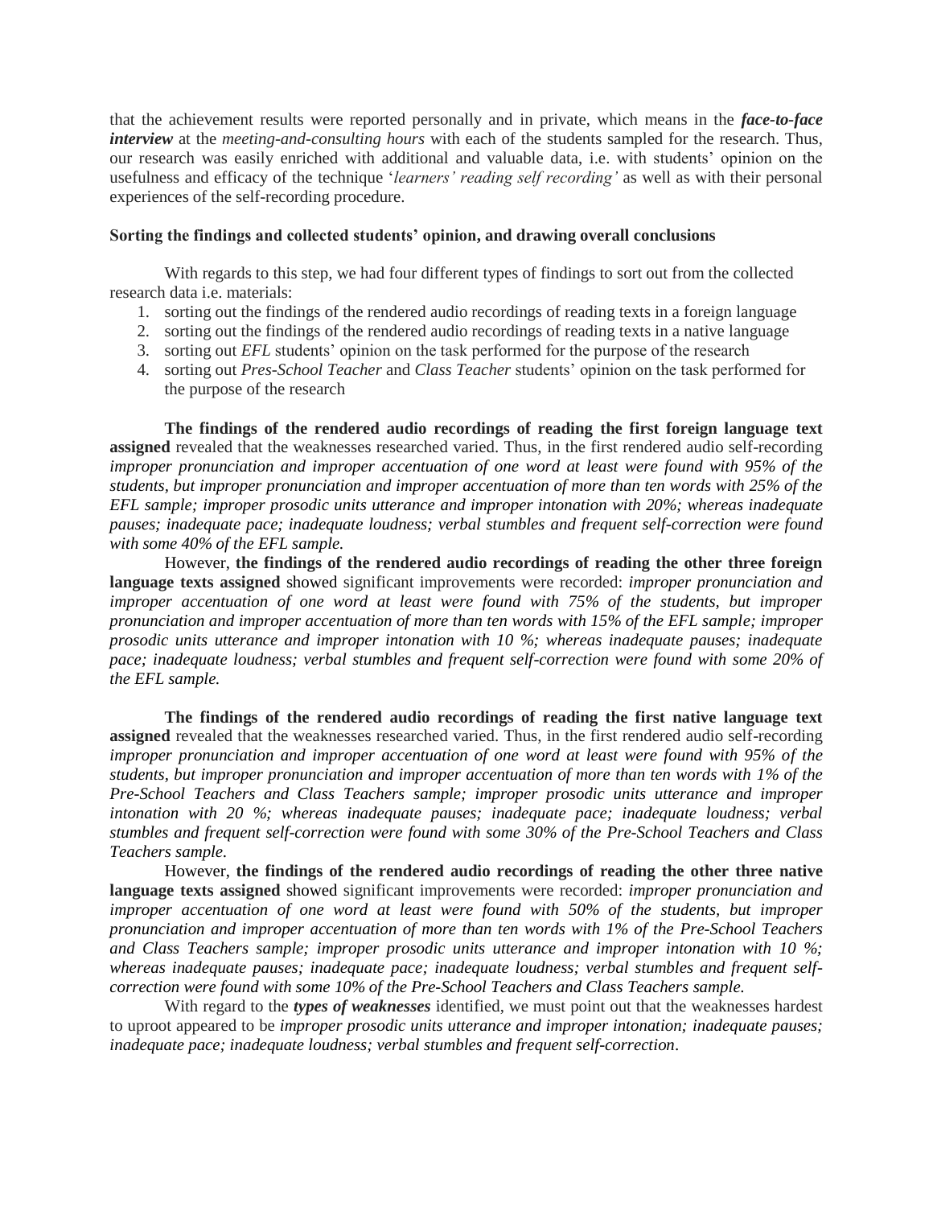that the achievement results were reported personally and in private, which means in the ***face-to-face interview*** at the *meeting-and-consulting hours* with each of the students sampled for the research. Thus, our research was easily enriched with additional and valuable data, i.e. with students' opinion on the usefulness and efficacy of the technique '*learners' reading self recording'* as well as with their personal experiences of the self-recording procedure.

**Sorting the findings and collected students' opinion, and drawing overall conclusions**

With regards to this step, we had four different types of findings to sort out from the collected research data i.e. materials:

1. sorting out the findings of the rendered audio recordings of reading texts in a foreign language
2. sorting out the findings of the rendered audio recordings of reading texts in a native language
3. sorting out *EFL* students' opinion on the task performed for the purpose of the research
4. sorting out *Pres-School Teacher* and *Class Teacher* students' opinion on the task performed for the purpose of the research

**The findings of the rendered audio recordings of reading the first foreign language text assigned** revealed that the weaknesses researched varied. Thus, in the first rendered audio self-recording *improper pronunciation and improper accentuation of one word at least were found with 95% of the students, but improper pronunciation and improper accentuation of more than ten words with 25% of the EFL sample; improper prosodic units utterance and improper intonation with 20%; whereas inadequate pauses; inadequate pace; inadequate loudness; verbal stumbles and frequent self-correction were found with some 40% of the EFL sample.*

However, **the findings of the rendered audio recordings of reading the other three foreign language texts assigned** showed significant improvements were recorded: *improper pronunciation and improper accentuation of one word at least were found with 75% of the students, but improper pronunciation and improper accentuation of more than ten words with 15% of the EFL sample; improper prosodic units utterance and improper intonation with 10 %; whereas inadequate pauses; inadequate pace; inadequate loudness; verbal stumbles and frequent self-correction were found with some 20% of the EFL sample.*

**The findings of the rendered audio recordings of reading the first native language text assigned** revealed that the weaknesses researched varied. Thus, in the first rendered audio self-recording *improper pronunciation and improper accentuation of one word at least were found with 95% of the students, but improper pronunciation and improper accentuation of more than ten words with 1% of the Pre-School Teachers and Class Teachers sample; improper prosodic units utterance and improper intonation with 20 %; whereas inadequate pauses; inadequate pace; inadequate loudness; verbal stumbles and frequent self-correction were found with some 30% of the Pre-School Teachers and Class Teachers sample.*

However, **the findings of the rendered audio recordings of reading the other three native language texts assigned** showed significant improvements were recorded: *improper pronunciation and improper accentuation of one word at least were found with 50% of the students, but improper pronunciation and improper accentuation of more than ten words with 1% of the Pre-School Teachers and Class Teachers sample; improper prosodic units utterance and improper intonation with 10 %; whereas inadequate pauses; inadequate pace; inadequate loudness; verbal stumbles and frequent self-correction were found with some 10% of the Pre-School Teachers and Class Teachers sample.*

With regard to the ***types of weaknesses*** identified, we must point out that the weaknesses hardest to uproot appeared to be *improper prosodic units utterance and improper intonation; inadequate pauses; inadequate pace; inadequate loudness; verbal stumbles and frequent self-correction*.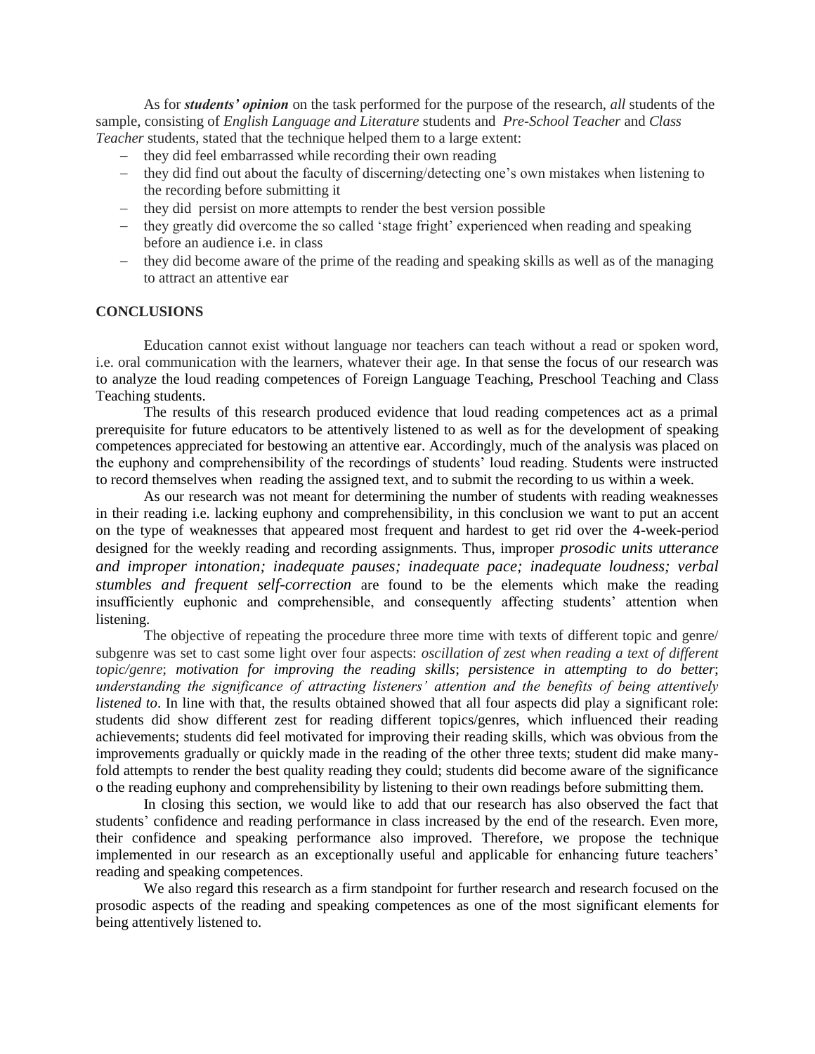As for ***students' opinion*** on the task performed for the purpose of the research, *all* students of the sample, consisting of *English Language and Literature* students and *Pre-School Teacher* and *Class Teacher* students, stated that the technique helped them to a large extent:

- they did feel embarrassed while recording their own reading
- they did find out about the faculty of discerning/detecting one's own mistakes when listening to the recording before submitting it
- they did persist on more attempts to render the best version possible
- they greatly did overcome the so called 'stage fright' experienced when reading and speaking before an audience i.e. in class
- they did become aware of the prime of the reading and speaking skills as well as of the managing to attract an attentive ear

## CONCLUSIONS

Education cannot exist without language nor teachers can teach without a read or spoken word, i.e. oral communication with the learners, whatever their age. In that sense the focus of our research was to analyze the loud reading competences of Foreign Language Teaching, Preschool Teaching and Class Teaching students.

The results of this research produced evidence that loud reading competences act as a primal prerequisite for future educators to be attentively listened to as well as for the development of speaking competences appreciated for bestowing an attentive ear. Accordingly, much of the analysis was placed on the euphony and comprehensibility of the recordings of students' loud reading. Students were instructed to record themselves when reading the assigned text, and to submit the recording to us within a week.

As our research was not meant for determining the number of students with reading weaknesses in their reading i.e. lacking euphony and comprehensibility, in this conclusion we want to put an accent on the type of weaknesses that appeared most frequent and hardest to get rid over the 4-week-period designed for the weekly reading and recording assignments. Thus, improper *prosodic units utterance and improper intonation; inadequate pauses; inadequate pace; inadequate loudness; verbal stumbles and frequent self-correction* are found to be the elements which make the reading insufficiently euphonic and comprehensible, and consequently affecting students' attention when listening.

The objective of repeating the procedure three more time with texts of different topic and genre/ subgenre was set to cast some light over four aspects: *oscillation of zest when reading a text of different topic/genre*; *motivation for improving the reading skills*; *persistence in attempting to do better*; *understanding the significance of attracting listeners' attention and the benefits of being attentively listened to*. In line with that, the results obtained showed that all four aspects did play a significant role: students did show different zest for reading different topics/genres, which influenced their reading achievements; students did feel motivated for improving their reading skills, which was obvious from the improvements gradually or quickly made in the reading of the other three texts; student did make many-fold attempts to render the best quality reading they could; students did become aware of the significance o the reading euphony and comprehensibility by listening to their own readings before submitting them.

In closing this section, we would like to add that our research has also observed the fact that students' confidence and reading performance in class increased by the end of the research. Even more, their confidence and speaking performance also improved. Therefore, we propose the technique implemented in our research as an exceptionally useful and applicable for enhancing future teachers' reading and speaking competences.

We also regard this research as a firm standpoint for further research and research focused on the prosodic aspects of the reading and speaking competences as one of the most significant elements for being attentively listened to.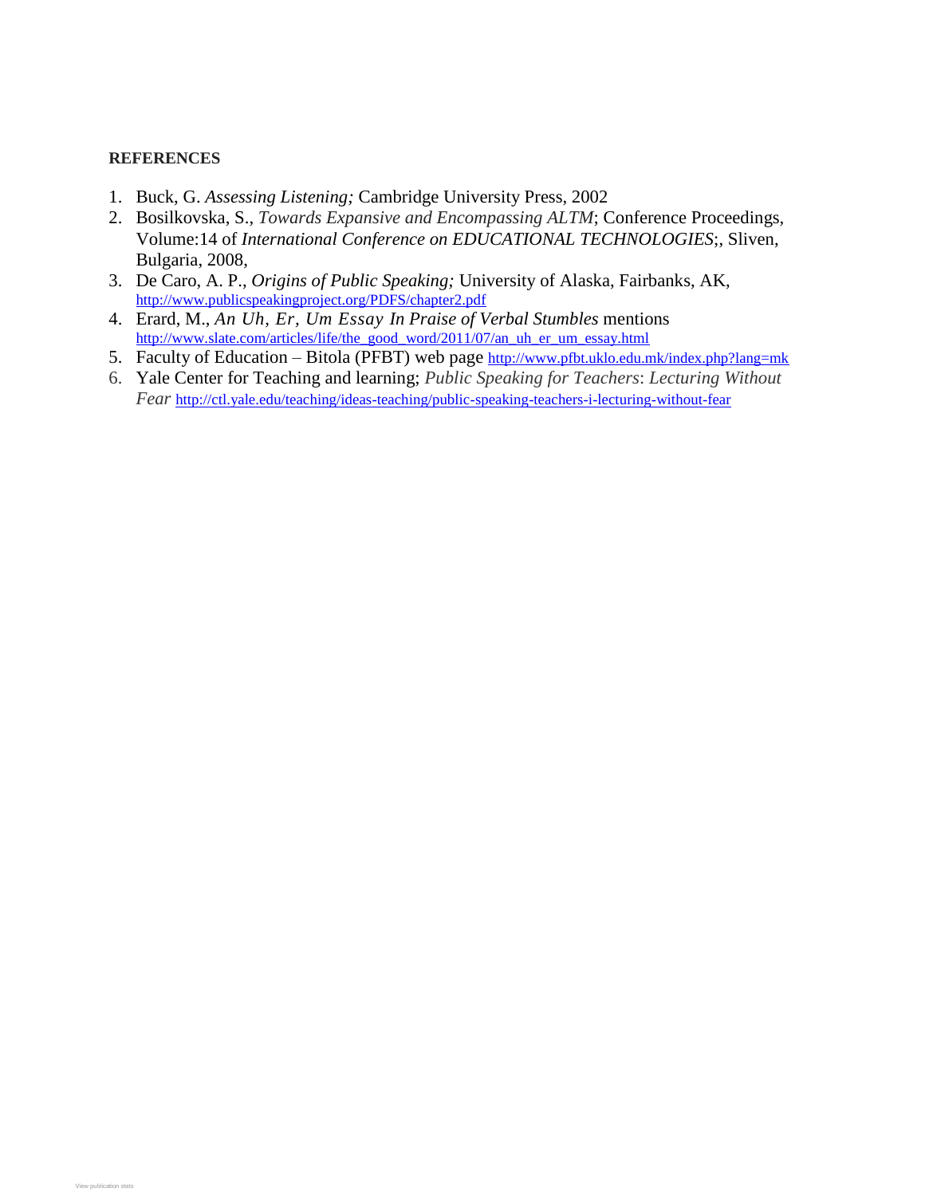**REFERENCES**

1. Buck, G. *Assessing Listening;* Cambridge University Press, 2002
2. Bosilkovska, S., *Towards Expansive and Encompassing ALTM*; Conference Proceedings, Volume:14 of *International Conference on EDUCATIONAL TECHNOLOGIES*;, Sliven, Bulgaria, 2008,
3. De Caro, A. P., *Origins of Public Speaking;* University of Alaska, Fairbanks, AK, http://www.publicspeakingproject.org/PDFS/chapter2.pdf
4. Erard, M., *An Uh, Er, Um Essay In Praise of Verbal Stumbles* mentions http://www.slate.com/articles/life/the_good_word/2011/07/an_uh_er_um_essay.html
5. Faculty of Education – Bitola (PFBT) web page http://www.pfbt.uklo.edu.mk/index.php?lang=mk
6. Yale Center for Teaching and learning; *Public Speaking for Teachers*: *Lecturing Without Fear* http://ctl.yale.edu/teaching/ideas-teaching/public-speaking-teachers-i-lecturing-without-fear